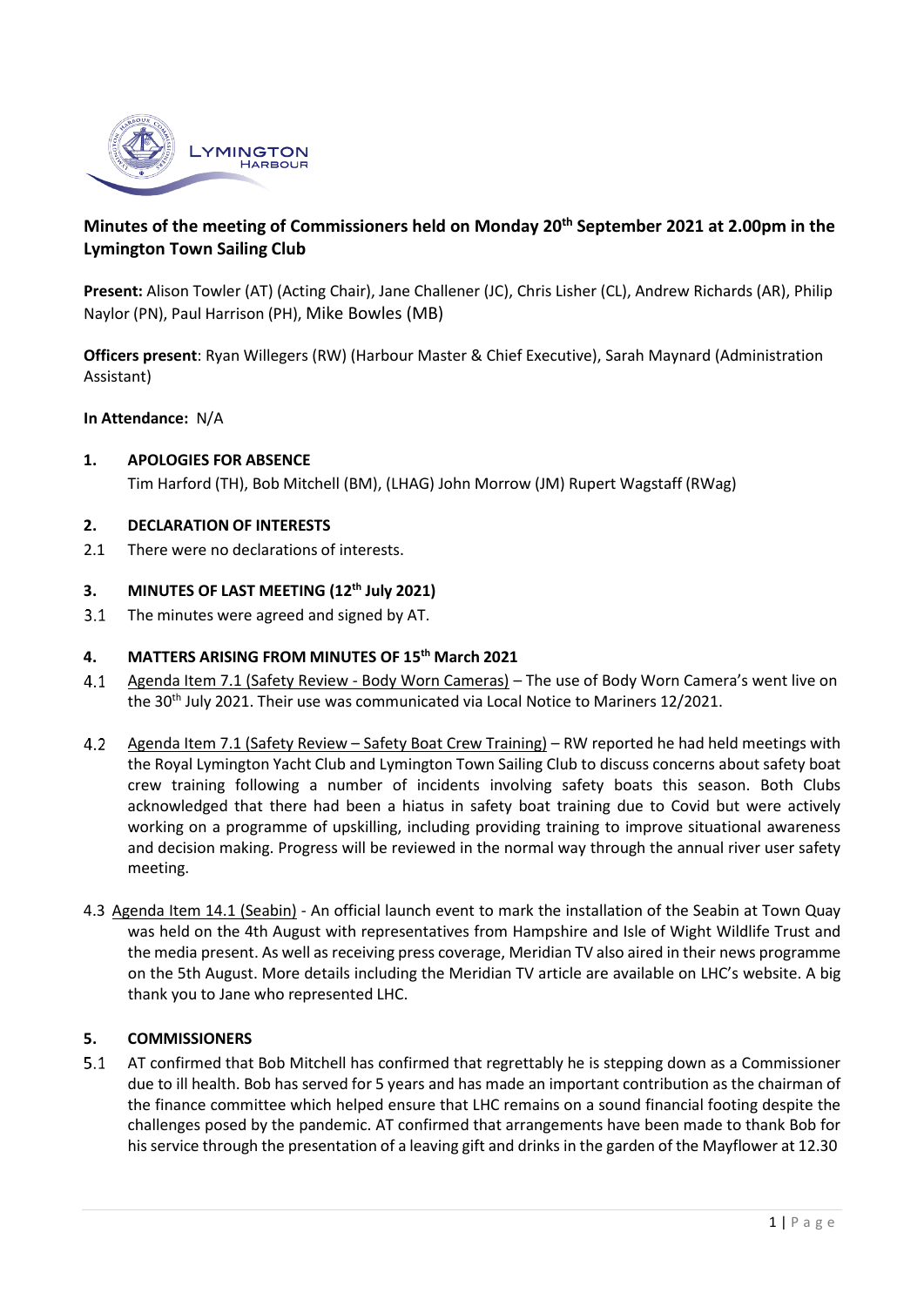**Minutes of the meeting of Commissioners held on Monday 20th September 2021 at 2.00pm in the Lymington Town Sailing Club**

**Present:** Alison Towler (AT) (Acting Chair), Jane Challener (JC), Chris Lisher (CL), Andrew Richards (AR), Philip Naylor (PN), Paul Harrison (PH), Mike Bowles (MB)

**Officers present**: Ryan Willegers (RW) (Harbour Master & Chief Executive), Sarah Maynard (Administration Assistant)

**In Attendance:** N/A

## 1. APOLOGIES FOR ABSENCE

Tim Harford (TH), Bob Mitchell (BM), (LHAG) John Morrow (JM) Rupert Wagstaff (RWag)

## 2. DECLARATION OF INTERESTS

2.1 There were no declarations of interests.

## 3. MINUTES OF LAST MEETING (12th July 2021)

3.1 The minutes were agreed and signed by AT.

## 4. MATTERS ARISING FROM MINUTES OF 15th March 2021

4.1 Agenda Item 7.1 (Safety Review - Body Worn Cameras) – The use of Body Worn Camera's went live on the 30th July 2021. Their use was communicated via Local Notice to Mariners 12/2021.

4.2 Agenda Item 7.1 (Safety Review – Safety Boat Crew Training) – RW reported he had held meetings with the Royal Lymington Yacht Club and Lymington Town Sailing Club to discuss concerns about safety boat crew training following a number of incidents involving safety boats this season. Both Clubs acknowledged that there had been a hiatus in safety boat training due to Covid but were actively working on a programme of upskilling, including providing training to improve situational awareness and decision making. Progress will be reviewed in the normal way through the annual river user safety meeting.

4.3 Agenda Item 14.1 (Seabin) - An official launch event to mark the installation of the Seabin at Town Quay was held on the 4th August with representatives from Hampshire and Isle of Wight Wildlife Trust and the media present. As well as receiving press coverage, Meridian TV also aired in their news programme on the 5th August. More details including the Meridian TV article are available on LHC's website. A big thank you to Jane who represented LHC.

## 5. COMMISSIONERS

5.1 AT confirmed that Bob Mitchell has confirmed that regrettably he is stepping down as a Commissioner due to ill health. Bob has served for 5 years and has made an important contribution as the chairman of the finance committee which helped ensure that LHC remains on a sound financial footing despite the challenges posed by the pandemic. AT confirmed that arrangements have been made to thank Bob for his service through the presentation of a leaving gift and drinks in the garden of the Mayflower at 12.30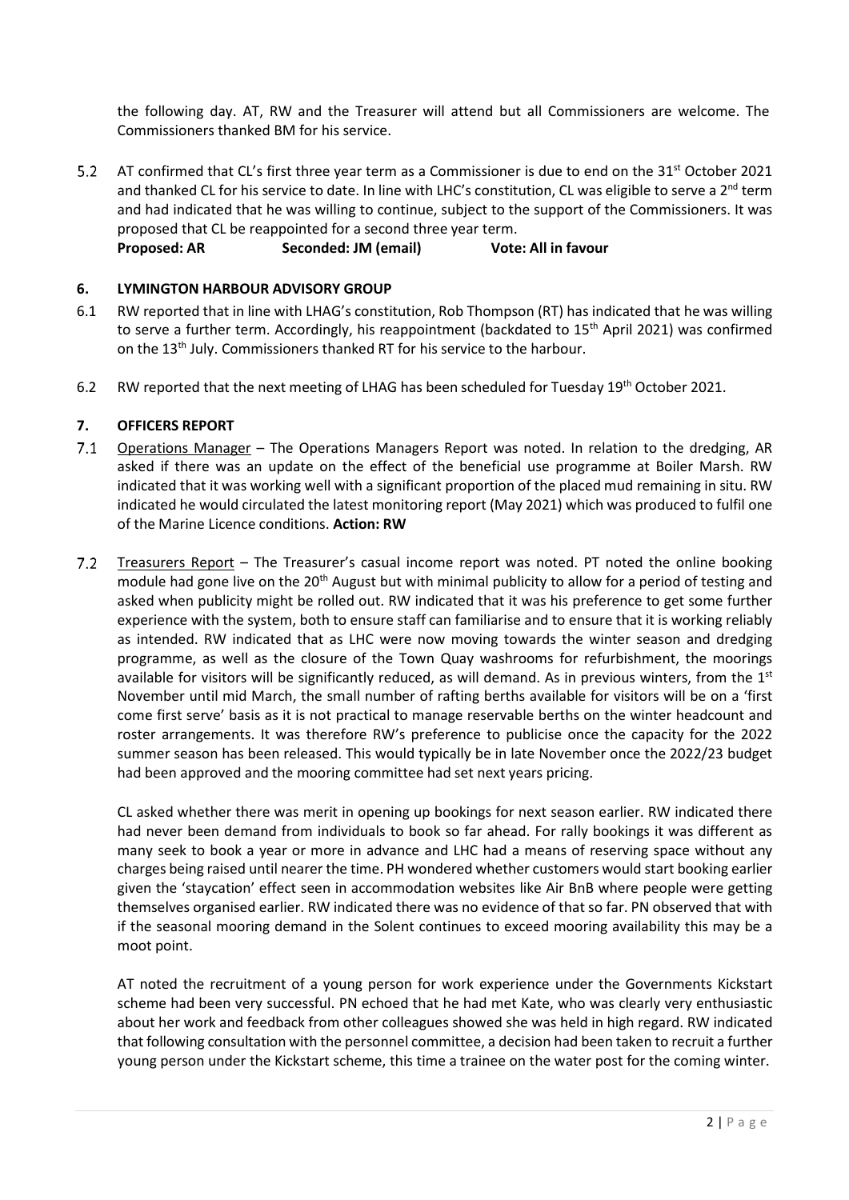the following day. AT, RW and the Treasurer will attend but all Commissioners are welcome. The Commissioners thanked BM for his service.

5.2 AT confirmed that CL's first three year term as a Commissioner is due to end on the 31st October 2021 and thanked CL for his service to date. In line with LHC's constitution, CL was eligible to serve a 2nd term and had indicated that he was willing to continue, subject to the support of the Commissioners. It was proposed that CL be reappointed for a second three year term.

**Proposed: AR Seconded: JM (email) Vote: All in favour**

## 6. LYMINGTON HARBOUR ADVISORY GROUP

6.1 RW reported that in line with LHAG's constitution, Rob Thompson (RT) has indicated that he was willing to serve a further term. Accordingly, his reappointment (backdated to 15th April 2021) was confirmed on the 13th July. Commissioners thanked RT for his service to the harbour.

6.2 RW reported that the next meeting of LHAG has been scheduled for Tuesday 19th October 2021.

## 7. OFFICERS REPORT

7.1 Operations Manager – The Operations Managers Report was noted. In relation to the dredging, AR asked if there was an update on the effect of the beneficial use programme at Boiler Marsh. RW indicated that it was working well with a significant proportion of the placed mud remaining in situ. RW indicated he would circulated the latest monitoring report (May 2021) which was produced to fulfil one of the Marine Licence conditions. **Action: RW**

7.2 Treasurers Report – The Treasurer's casual income report was noted. PT noted the online booking module had gone live on the 20th August but with minimal publicity to allow for a period of testing and asked when publicity might be rolled out. RW indicated that it was his preference to get some further experience with the system, both to ensure staff can familiarise and to ensure that it is working reliably as intended. RW indicated that as LHC were now moving towards the winter season and dredging programme, as well as the closure of the Town Quay washrooms for refurbishment, the moorings available for visitors will be significantly reduced, as will demand. As in previous winters, from the 1st November until mid March, the small number of rafting berths available for visitors will be on a 'first come first serve' basis as it is not practical to manage reservable berths on the winter headcount and roster arrangements. It was therefore RW's preference to publicise once the capacity for the 2022 summer season has been released. This would typically be in late November once the 2022/23 budget had been approved and the mooring committee had set next years pricing.

CL asked whether there was merit in opening up bookings for next season earlier. RW indicated there had never been demand from individuals to book so far ahead. For rally bookings it was different as many seek to book a year or more in advance and LHC had a means of reserving space without any charges being raised until nearer the time. PH wondered whether customers would start booking earlier given the 'staycation' effect seen in accommodation websites like Air BnB where people were getting themselves organised earlier. RW indicated there was no evidence of that so far. PN observed that with if the seasonal mooring demand in the Solent continues to exceed mooring availability this may be a moot point.

AT noted the recruitment of a young person for work experience under the Governments Kickstart scheme had been very successful. PN echoed that he had met Kate, who was clearly very enthusiastic about her work and feedback from other colleagues showed she was held in high regard. RW indicated that following consultation with the personnel committee, a decision had been taken to recruit a further young person under the Kickstart scheme, this time a trainee on the water post for the coming winter.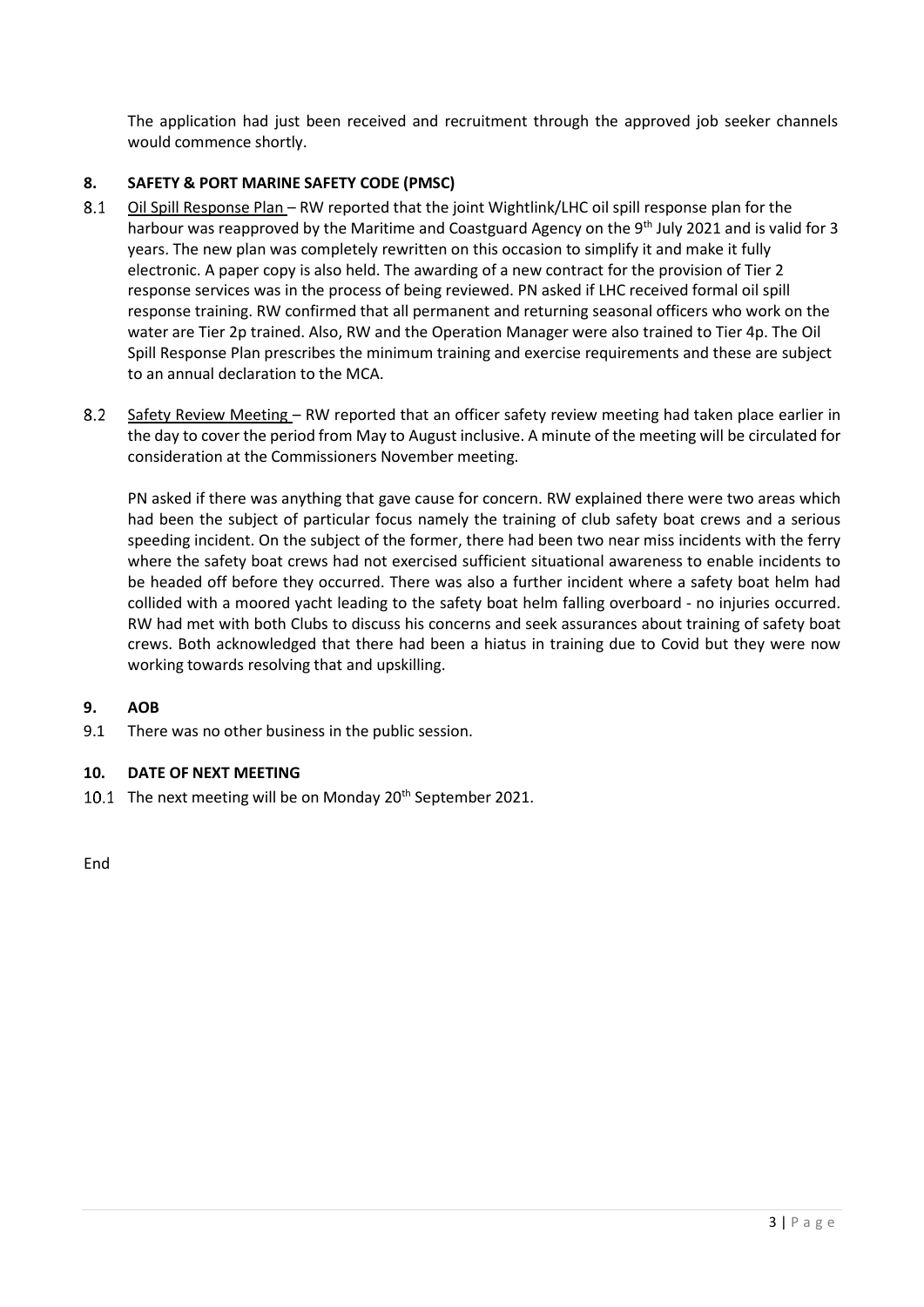The application had just been received and recruitment through the approved job seeker channels would commence shortly.

## 8. SAFETY & PORT MARINE SAFETY CODE (PMSC)

8.1 Oil Spill Response Plan – RW reported that the joint Wightlink/LHC oil spill response plan for the harbour was reapproved by the Maritime and Coastguard Agency on the 9th July 2021 and is valid for 3 years. The new plan was completely rewritten on this occasion to simplify it and make it fully electronic. A paper copy is also held. The awarding of a new contract for the provision of Tier 2 response services was in the process of being reviewed. PN asked if LHC received formal oil spill response training. RW confirmed that all permanent and returning seasonal officers who work on the water are Tier 2p trained. Also, RW and the Operation Manager were also trained to Tier 4p. The Oil Spill Response Plan prescribes the minimum training and exercise requirements and these are subject to an annual declaration to the MCA.

8.2 Safety Review Meeting – RW reported that an officer safety review meeting had taken place earlier in the day to cover the period from May to August inclusive. A minute of the meeting will be circulated for consideration at the Commissioners November meeting.

PN asked if there was anything that gave cause for concern. RW explained there were two areas which had been the subject of particular focus namely the training of club safety boat crews and a serious speeding incident. On the subject of the former, there had been two near miss incidents with the ferry where the safety boat crews had not exercised sufficient situational awareness to enable incidents to be headed off before they occurred. There was also a further incident where a safety boat helm had collided with a moored yacht leading to the safety boat helm falling overboard - no injuries occurred. RW had met with both Clubs to discuss his concerns and seek assurances about training of safety boat crews. Both acknowledged that there had been a hiatus in training due to Covid but they were now working towards resolving that and upskilling.

## 9. AOB

9.1 There was no other business in the public session.

## 10. DATE OF NEXT MEETING

10.1 The next meeting will be on Monday 20th September 2021.

End